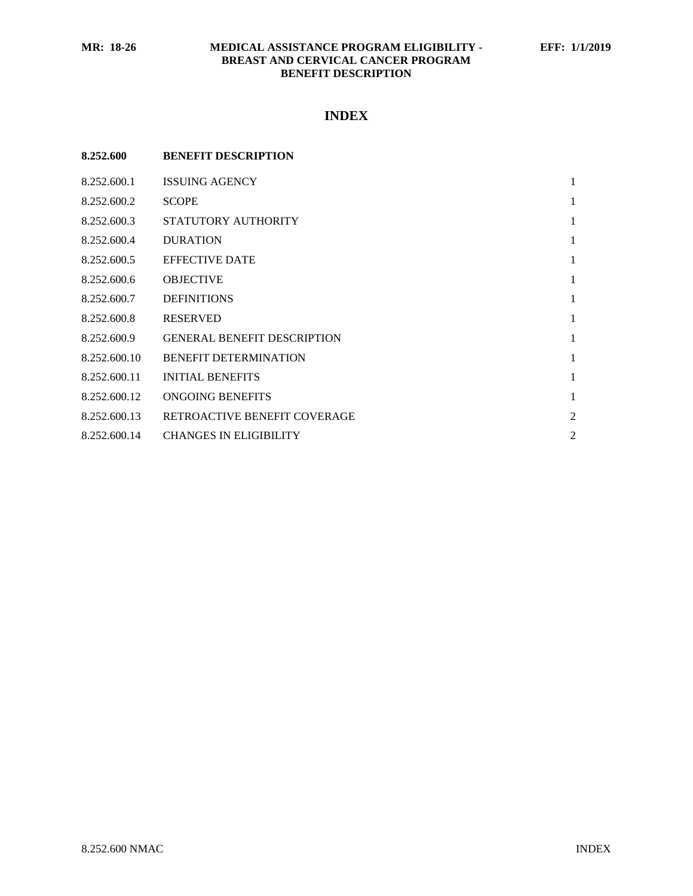# INDEX

**8.252.600 BENEFIT DESCRIPTION**

| | | |
|---|---|---|
| 8.252.600.1 | ISSUING AGENCY | 1 |
| 8.252.600.2 | SCOPE | 1 |
| 8.252.600.3 | STATUTORY AUTHORITY | 1 |
| 8.252.600.4 | DURATION | 1 |
| 8.252.600.5 | EFFECTIVE DATE | 1 |
| 8.252.600.6 | OBJECTIVE | 1 |
| 8.252.600.7 | DEFINITIONS | 1 |
| 8.252.600.8 | RESERVED | 1 |
| 8.252.600.9 | GENERAL BENEFIT DESCRIPTION | 1 |
| 8.252.600.10 | BENEFIT DETERMINATION | 1 |
| 8.252.600.11 | INITIAL BENEFITS | 1 |
| 8.252.600.12 | ONGOING BENEFITS | 1 |
| 8.252.600.13 | RETROACTIVE BENEFIT COVERAGE | 2 |
| 8.252.600.14 | CHANGES IN ELIGIBILITY | 2 |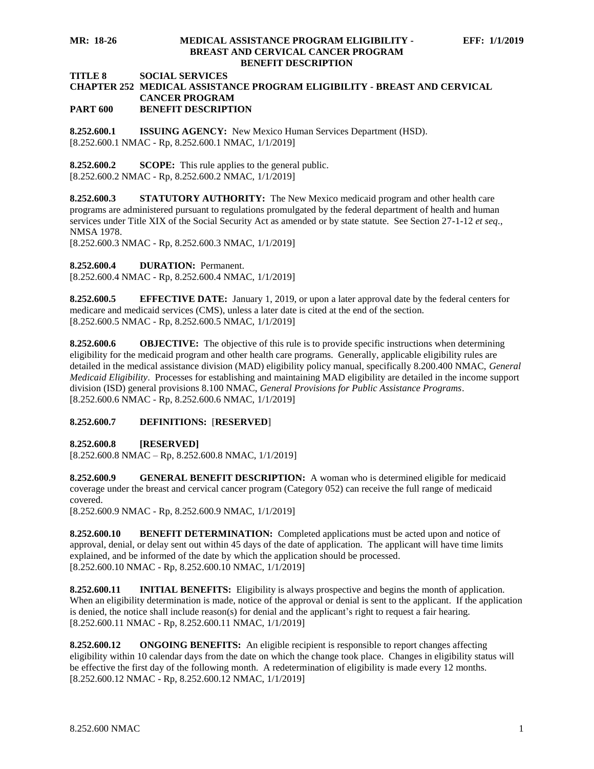# TITLE 8 SOCIAL SERVICES
## CHAPTER 252 MEDICAL ASSISTANCE PROGRAM ELIGIBILITY - BREAST AND CERVICAL CANCER PROGRAM
## PART 600 BENEFIT DESCRIPTION

**8.252.600.1 ISSUING AGENCY:** New Mexico Human Services Department (HSD).
[8.252.600.1 NMAC - Rp, 8.252.600.1 NMAC, 1/1/2019]

**8.252.600.2 SCOPE:** This rule applies to the general public.
[8.252.600.2 NMAC - Rp, 8.252.600.2 NMAC, 1/1/2019]

**8.252.600.3 STATUTORY AUTHORITY:** The New Mexico medicaid program and other health care programs are administered pursuant to regulations promulgated by the federal department of health and human services under Title XIX of the Social Security Act as amended or by state statute. See Section 27-1-12 *et seq*., NMSA 1978.
[8.252.600.3 NMAC - Rp, 8.252.600.3 NMAC, 1/1/2019]

**8.252.600.4 DURATION:** Permanent.
[8.252.600.4 NMAC - Rp, 8.252.600.4 NMAC, 1/1/2019]

**8.252.600.5 EFFECTIVE DATE:** January 1, 2019, or upon a later approval date by the federal centers for medicare and medicaid services (CMS), unless a later date is cited at the end of the section.
[8.252.600.5 NMAC - Rp, 8.252.600.5 NMAC, 1/1/2019]

**8.252.600.6 OBJECTIVE:** The objective of this rule is to provide specific instructions when determining eligibility for the medicaid program and other health care programs. Generally, applicable eligibility rules are detailed in the medical assistance division (MAD) eligibility policy manual, specifically 8.200.400 NMAC, *General Medicaid Eligibility*. Processes for establishing and maintaining MAD eligibility are detailed in the income support division (ISD) general provisions 8.100 NMAC, *General Provisions for Public Assistance Programs*.
[8.252.600.6 NMAC - Rp, 8.252.600.6 NMAC, 1/1/2019]

**8.252.600.7 DEFINITIONS:** [**RESERVED**]

**8.252.600.8 [RESERVED]**
[8.252.600.8 NMAC – Rp, 8.252.600.8 NMAC, 1/1/2019]

**8.252.600.9 GENERAL BENEFIT DESCRIPTION:** A woman who is determined eligible for medicaid coverage under the breast and cervical cancer program (Category 052) can receive the full range of medicaid covered.
[8.252.600.9 NMAC - Rp, 8.252.600.9 NMAC, 1/1/2019]

**8.252.600.10 BENEFIT DETERMINATION:** Completed applications must be acted upon and notice of approval, denial, or delay sent out within 45 days of the date of application. The applicant will have time limits explained, and be informed of the date by which the application should be processed.
[8.252.600.10 NMAC - Rp, 8.252.600.10 NMAC, 1/1/2019]

**8.252.600.11 INITIAL BENEFITS:** Eligibility is always prospective and begins the month of application. When an eligibility determination is made, notice of the approval or denial is sent to the applicant. If the application is denied, the notice shall include reason(s) for denial and the applicant's right to request a fair hearing.
[8.252.600.11 NMAC - Rp, 8.252.600.11 NMAC, 1/1/2019]

**8.252.600.12 ONGOING BENEFITS:** An eligible recipient is responsible to report changes affecting eligibility within 10 calendar days from the date on which the change took place. Changes in eligibility status will be effective the first day of the following month. A redetermination of eligibility is made every 12 months.
[8.252.600.12 NMAC - Rp, 8.252.600.12 NMAC, 1/1/2019]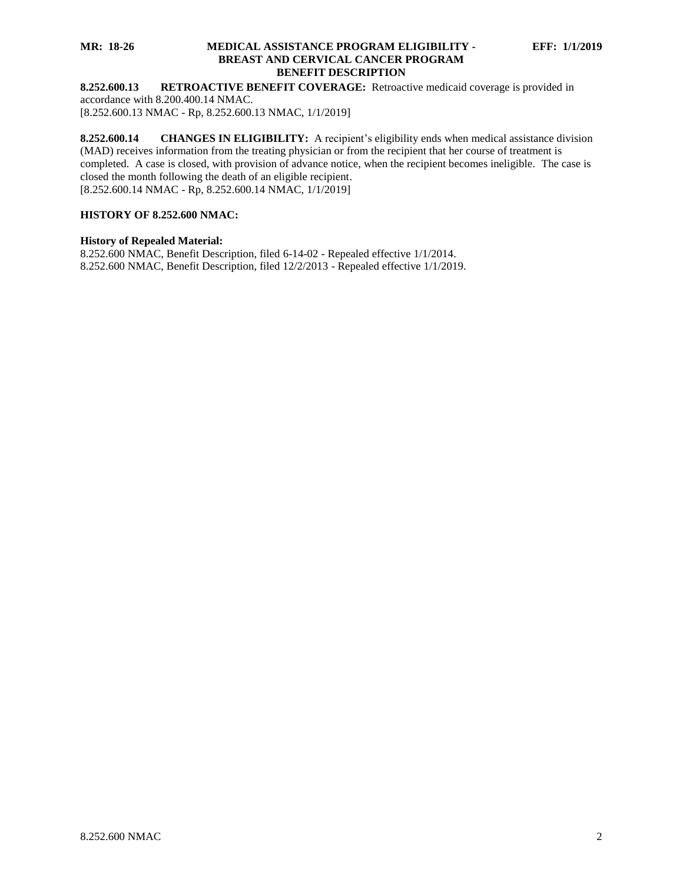**8.252.600.13 RETROACTIVE BENEFIT COVERAGE:** Retroactive medicaid coverage is provided in accordance with 8.200.400.14 NMAC.
[8.252.600.13 NMAC - Rp, 8.252.600.13 NMAC, 1/1/2019]

**8.252.600.14 CHANGES IN ELIGIBILITY:** A recipient's eligibility ends when medical assistance division (MAD) receives information from the treating physician or from the recipient that her course of treatment is completed. A case is closed, with provision of advance notice, when the recipient becomes ineligible. The case is closed the month following the death of an eligible recipient.
[8.252.600.14 NMAC - Rp, 8.252.600.14 NMAC, 1/1/2019]

**HISTORY OF 8.252.600 NMAC:**

**History of Repealed Material:**
8.252.600 NMAC, Benefit Description, filed 6-14-02 - Repealed effective 1/1/2014.
8.252.600 NMAC, Benefit Description, filed 12/2/2013 - Repealed effective 1/1/2019.